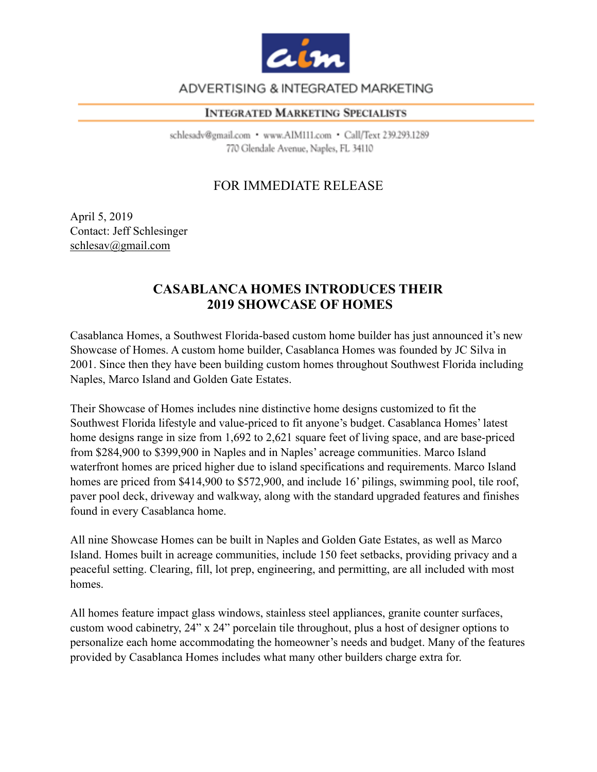ADVERTISING & INTEGRATED MARKETING

INTEGRATED MARKETING SPECIALISTS

schlesadv@gmail.com • www.AIM111.com • Call/Text 239.293.1289
770 Glendale Avenue, Naples, FL 34110

FOR IMMEDIATE RELEASE

April 5, 2019
Contact: Jeff Schlesinger
schlesav@gmail.com

## CASABLANCA HOMES INTRODUCES THEIR 2019 SHOWCASE OF HOMES

Casablanca Homes, a Southwest Florida-based custom home builder has just announced it's new Showcase of Homes. A custom home builder, Casablanca Homes was founded by JC Silva in 2001. Since then they have been building custom homes throughout Southwest Florida including Naples, Marco Island and Golden Gate Estates.

Their Showcase of Homes includes nine distinctive home designs customized to fit the Southwest Florida lifestyle and value-priced to fit anyone's budget. Casablanca Homes' latest home designs range in size from 1,692 to 2,621 square feet of living space, and are base-priced from $284,900 to $399,900 in Naples and in Naples' acreage communities. Marco Island waterfront homes are priced higher due to island specifications and requirements. Marco Island homes are priced from $414,900 to $572,900, and include 16' pilings, swimming pool, tile roof, paver pool deck, driveway and walkway, along with the standard upgraded features and finishes found in every Casablanca home.

All nine Showcase Homes can be built in Naples and Golden Gate Estates, as well as Marco Island. Homes built in acreage communities, include 150 feet setbacks, providing privacy and a peaceful setting. Clearing, fill, lot prep, engineering, and permitting, are all included with most homes.

All homes feature impact glass windows, stainless steel appliances, granite counter surfaces, custom wood cabinetry, 24" x 24" porcelain tile throughout, plus a host of designer options to personalize each home accommodating the homeowner's needs and budget. Many of the features provided by Casablanca Homes includes what many other builders charge extra for.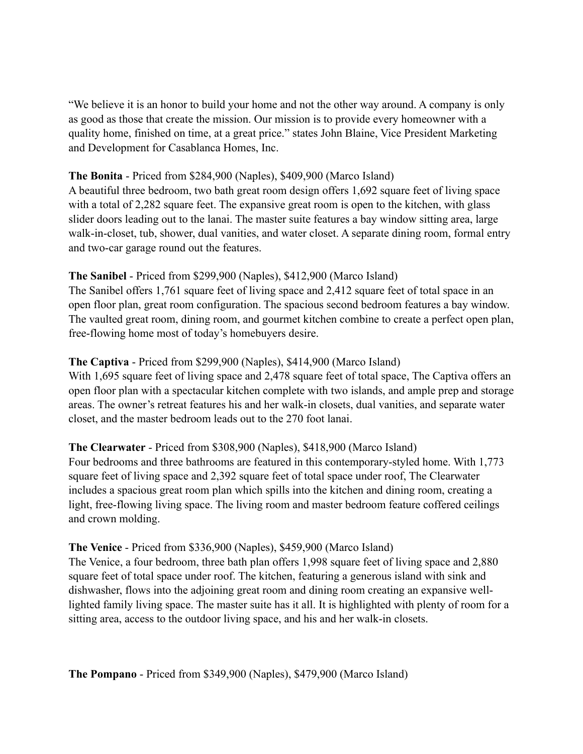"We believe it is an honor to build your home and not the other way around. A company is only as good as those that create the mission. Our mission is to provide every homeowner with a quality home, finished on time, at a great price." states John Blaine, Vice President Marketing and Development for Casablanca Homes, Inc.

**The Bonita** - Priced from $284,900 (Naples), $409,900 (Marco Island)
A beautiful three bedroom, two bath great room design offers 1,692 square feet of living space with a total of 2,282 square feet. The expansive great room is open to the kitchen, with glass slider doors leading out to the lanai. The master suite features a bay window sitting area, large walk-in-closet, tub, shower, dual vanities, and water closet. A separate dining room, formal entry and two-car garage round out the features.

**The Sanibel** - Priced from $299,900 (Naples), $412,900 (Marco Island)
The Sanibel offers 1,761 square feet of living space and 2,412 square feet of total space in an open floor plan, great room configuration. The spacious second bedroom features a bay window. The vaulted great room, dining room, and gourmet kitchen combine to create a perfect open plan, free-flowing home most of today's homebuyers desire.

**The Captiva** - Priced from $299,900 (Naples), $414,900 (Marco Island)
With 1,695 square feet of living space and 2,478 square feet of total space, The Captiva offers an open floor plan with a spectacular kitchen complete with two islands, and ample prep and storage areas. The owner's retreat features his and her walk-in closets, dual vanities, and separate water closet, and the master bedroom leads out to the 270 foot lanai.

**The Clearwater** - Priced from $308,900 (Naples), $418,900 (Marco Island)
Four bedrooms and three bathrooms are featured in this contemporary-styled home. With 1,773 square feet of living space and 2,392 square feet of total space under roof, The Clearwater includes a spacious great room plan which spills into the kitchen and dining room, creating a light, free-flowing living space. The living room and master bedroom feature coffered ceilings and crown molding.

**The Venice** - Priced from $336,900 (Naples), $459,900 (Marco Island)
The Venice, a four bedroom, three bath plan offers 1,998 square feet of living space and 2,880 square feet of total space under roof. The kitchen, featuring a generous island with sink and dishwasher, flows into the adjoining great room and dining room creating an expansive well-lighted family living space. The master suite has it all. It is highlighted with plenty of room for a sitting area, access to the outdoor living space, and his and her walk-in closets.

**The Pompano** - Priced from $349,900 (Naples), $479,900 (Marco Island)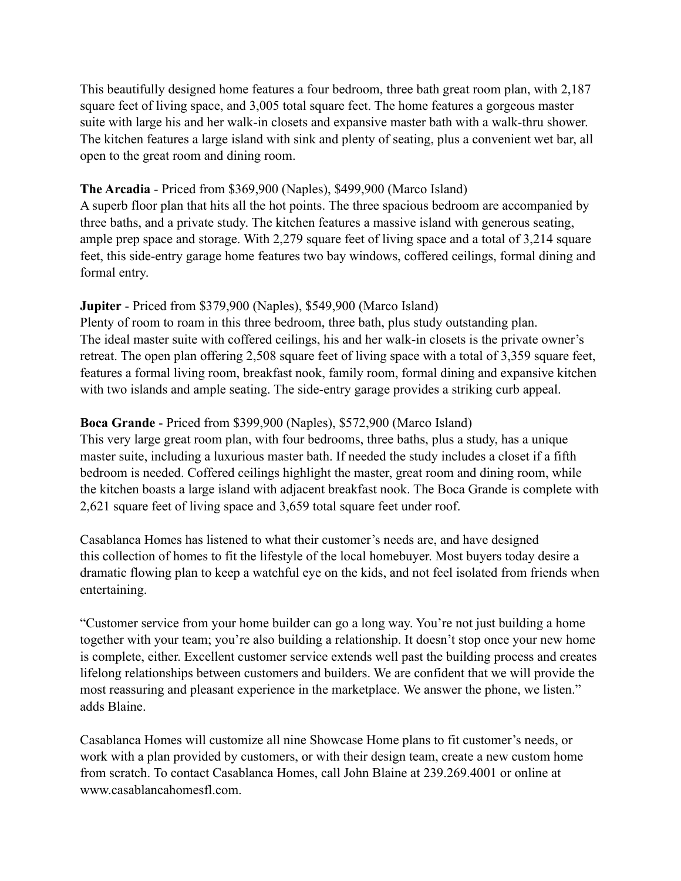This beautifully designed home features a four bedroom, three bath great room plan, with 2,187 square feet of living space, and 3,005 total square feet. The home features a gorgeous master suite with large his and her walk-in closets and expansive master bath with a walk-thru shower. The kitchen features a large island with sink and plenty of seating, plus a convenient wet bar, all open to the great room and dining room.

**The Arcadia** - Priced from $369,900 (Naples), $499,900 (Marco Island)
A superb floor plan that hits all the hot points. The three spacious bedroom are accompanied by three baths, and a private study. The kitchen features a massive island with generous seating, ample prep space and storage. With 2,279 square feet of living space and a total of 3,214 square feet, this side-entry garage home features two bay windows, coffered ceilings, formal dining and formal entry.

**Jupiter** - Priced from $379,900 (Naples), $549,900 (Marco Island)
Plenty of room to roam in this three bedroom, three bath, plus study outstanding plan. The ideal master suite with coffered ceilings, his and her walk-in closets is the private owner's retreat. The open plan offering 2,508 square feet of living space with a total of 3,359 square feet, features a formal living room, breakfast nook, family room, formal dining and expansive kitchen with two islands and ample seating. The side-entry garage provides a striking curb appeal.

**Boca Grande** - Priced from $399,900 (Naples), $572,900 (Marco Island)
This very large great room plan, with four bedrooms, three baths, plus a study, has a unique master suite, including a luxurious master bath. If needed the study includes a closet if a fifth bedroom is needed. Coffered ceilings highlight the master, great room and dining room, while the kitchen boasts a large island with adjacent breakfast nook. The Boca Grande is complete with 2,621 square feet of living space and 3,659 total square feet under roof.

Casablanca Homes has listened to what their customer's needs are, and have designed this collection of homes to fit the lifestyle of the local homebuyer. Most buyers today desire a dramatic flowing plan to keep a watchful eye on the kids, and not feel isolated from friends when entertaining.

"Customer service from your home builder can go a long way. You're not just building a home together with your team; you're also building a relationship. It doesn't stop once your new home is complete, either. Excellent customer service extends well past the building process and creates lifelong relationships between customers and builders. We are confident that we will provide the most reassuring and pleasant experience in the marketplace. We answer the phone, we listen." adds Blaine.

Casablanca Homes will customize all nine Showcase Home plans to fit customer's needs, or work with a plan provided by customers, or with their design team, create a new custom home from scratch. To contact Casablanca Homes, call John Blaine at 239.269.4001 or online at www.casablancahomesfl.com.